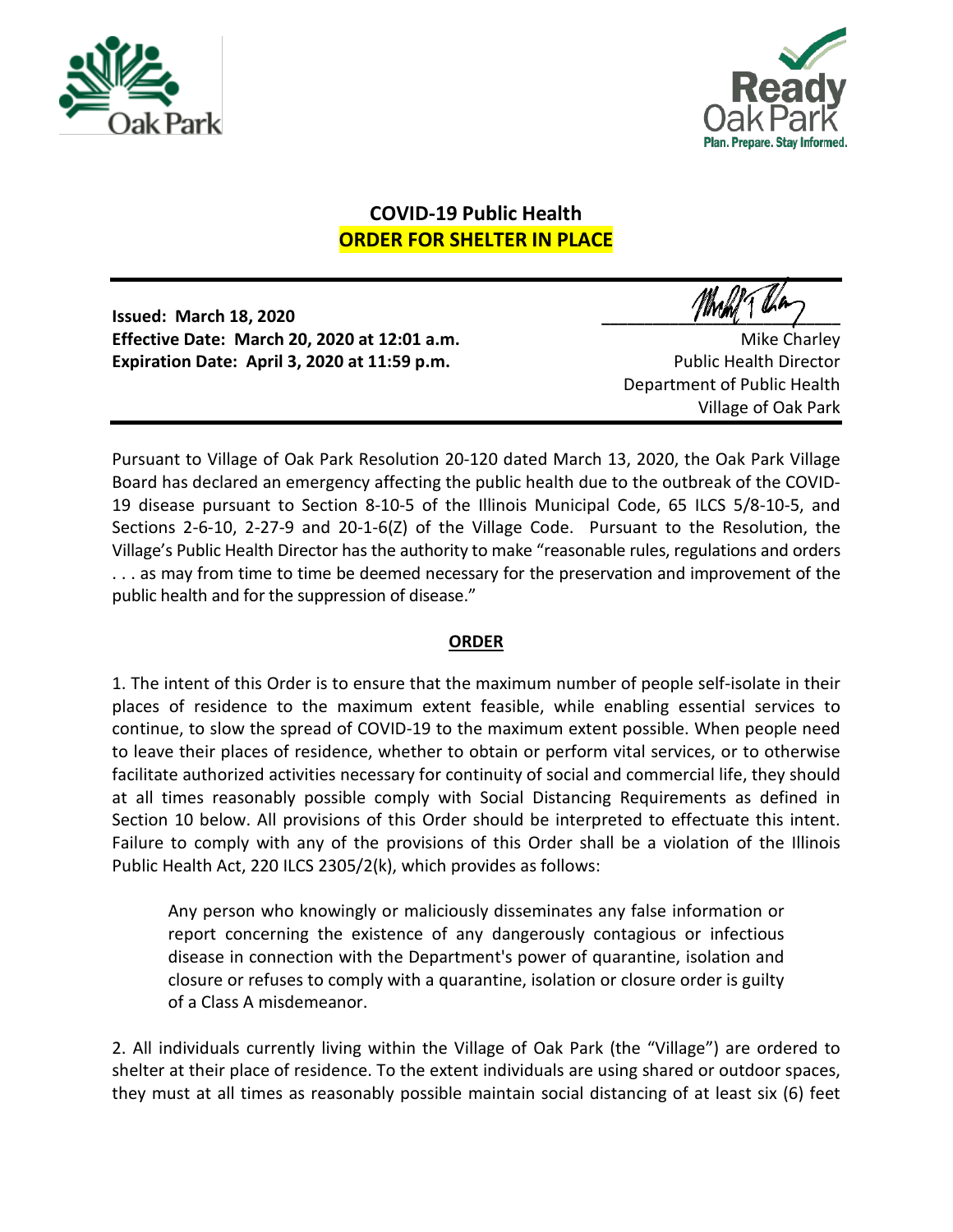# COVID-19 Public Health
# ORDER FOR SHELTER IN PLACE

**Issued: March 18, 2020**
**Effective Date: March 20, 2020 at 12:01 a.m.**
**Expiration Date: April 3, 2020 at 11:59 p.m.**

Mike Charley
Public Health Director
Department of Public Health
Village of Oak Park

Pursuant to Village of Oak Park Resolution 20-120 dated March 13, 2020, the Oak Park Village Board has declared an emergency affecting the public health due to the outbreak of the COVID-19 disease pursuant to Section 8-10-5 of the Illinois Municipal Code, 65 ILCS 5/8-10-5, and Sections 2-6-10, 2-27-9 and 20-1-6(Z) of the Village Code. Pursuant to the Resolution, the Village's Public Health Director has the authority to make "reasonable rules, regulations and orders . . . as may from time to time be deemed necessary for the preservation and improvement of the public health and for the suppression of disease."

## ORDER

1. The intent of this Order is to ensure that the maximum number of people self-isolate in their places of residence to the maximum extent feasible, while enabling essential services to continue, to slow the spread of COVID-19 to the maximum extent possible. When people need to leave their places of residence, whether to obtain or perform vital services, or to otherwise facilitate authorized activities necessary for continuity of social and commercial life, they should at all times reasonably possible comply with Social Distancing Requirements as defined in Section 10 below. All provisions of this Order should be interpreted to effectuate this intent. Failure to comply with any of the provisions of this Order shall be a violation of the Illinois Public Health Act, 220 ILCS 2305/2(k), which provides as follows:

> Any person who knowingly or maliciously disseminates any false information or report concerning the existence of any dangerously contagious or infectious disease in connection with the Department's power of quarantine, isolation and closure or refuses to comply with a quarantine, isolation or closure order is guilty of a Class A misdemeanor.

2. All individuals currently living within the Village of Oak Park (the "Village") are ordered to shelter at their place of residence. To the extent individuals are using shared or outdoor spaces, they must at all times as reasonably possible maintain social distancing of at least six (6) feet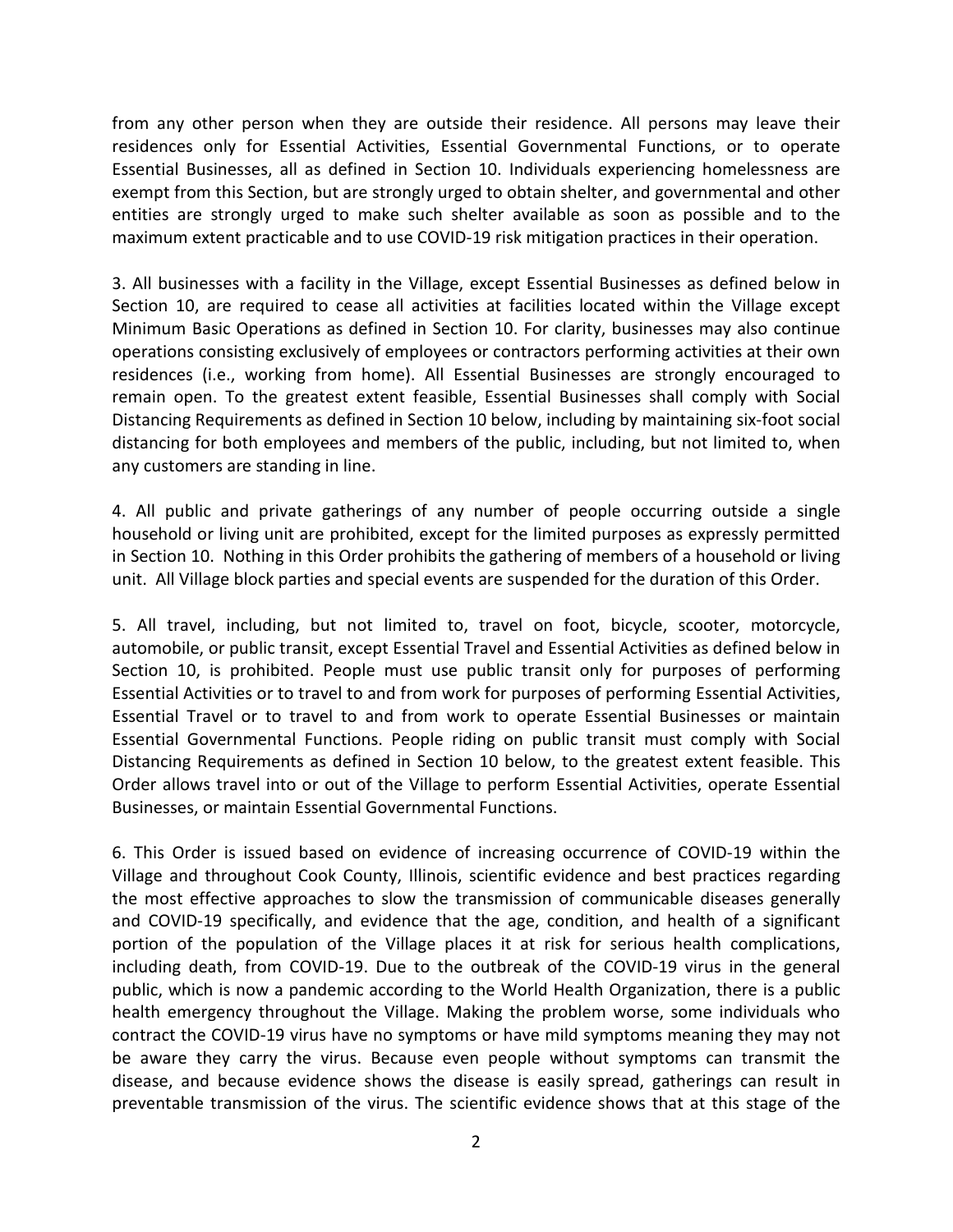from any other person when they are outside their residence. All persons may leave their residences only for Essential Activities, Essential Governmental Functions, or to operate Essential Businesses, all as defined in Section 10. Individuals experiencing homelessness are exempt from this Section, but are strongly urged to obtain shelter, and governmental and other entities are strongly urged to make such shelter available as soon as possible and to the maximum extent practicable and to use COVID-19 risk mitigation practices in their operation.

3. All businesses with a facility in the Village, except Essential Businesses as defined below in Section 10, are required to cease all activities at facilities located within the Village except Minimum Basic Operations as defined in Section 10. For clarity, businesses may also continue operations consisting exclusively of employees or contractors performing activities at their own residences (i.e., working from home). All Essential Businesses are strongly encouraged to remain open. To the greatest extent feasible, Essential Businesses shall comply with Social Distancing Requirements as defined in Section 10 below, including by maintaining six-foot social distancing for both employees and members of the public, including, but not limited to, when any customers are standing in line.

4. All public and private gatherings of any number of people occurring outside a single household or living unit are prohibited, except for the limited purposes as expressly permitted in Section 10. Nothing in this Order prohibits the gathering of members of a household or living unit. All Village block parties and special events are suspended for the duration of this Order.

5. All travel, including, but not limited to, travel on foot, bicycle, scooter, motorcycle, automobile, or public transit, except Essential Travel and Essential Activities as defined below in Section 10, is prohibited. People must use public transit only for purposes of performing Essential Activities or to travel to and from work for purposes of performing Essential Activities, Essential Travel or to travel to and from work to operate Essential Businesses or maintain Essential Governmental Functions. People riding on public transit must comply with Social Distancing Requirements as defined in Section 10 below, to the greatest extent feasible. This Order allows travel into or out of the Village to perform Essential Activities, operate Essential Businesses, or maintain Essential Governmental Functions.

6. This Order is issued based on evidence of increasing occurrence of COVID-19 within the Village and throughout Cook County, Illinois, scientific evidence and best practices regarding the most effective approaches to slow the transmission of communicable diseases generally and COVID-19 specifically, and evidence that the age, condition, and health of a significant portion of the population of the Village places it at risk for serious health complications, including death, from COVID-19. Due to the outbreak of the COVID-19 virus in the general public, which is now a pandemic according to the World Health Organization, there is a public health emergency throughout the Village. Making the problem worse, some individuals who contract the COVID-19 virus have no symptoms or have mild symptoms meaning they may not be aware they carry the virus. Because even people without symptoms can transmit the disease, and because evidence shows the disease is easily spread, gatherings can result in preventable transmission of the virus. The scientific evidence shows that at this stage of the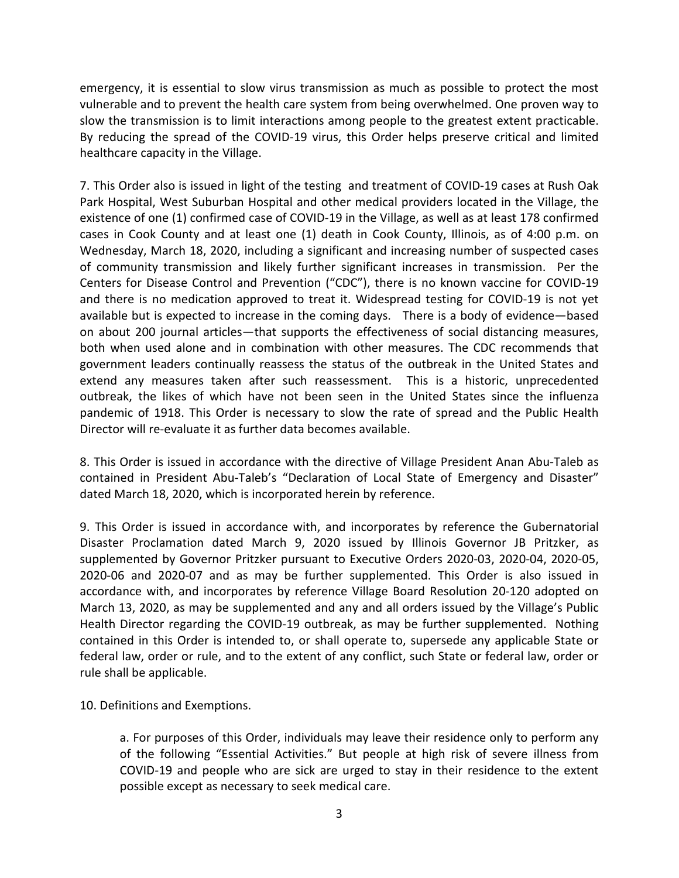emergency, it is essential to slow virus transmission as much as possible to protect the most vulnerable and to prevent the health care system from being overwhelmed. One proven way to slow the transmission is to limit interactions among people to the greatest extent practicable. By reducing the spread of the COVID-19 virus, this Order helps preserve critical and limited healthcare capacity in the Village.

7. This Order also is issued in light of the testing and treatment of COVID-19 cases at Rush Oak Park Hospital, West Suburban Hospital and other medical providers located in the Village, the existence of one (1) confirmed case of COVID-19 in the Village, as well as at least 178 confirmed cases in Cook County and at least one (1) death in Cook County, Illinois, as of 4:00 p.m. on Wednesday, March 18, 2020, including a significant and increasing number of suspected cases of community transmission and likely further significant increases in transmission. Per the Centers for Disease Control and Prevention ("CDC"), there is no known vaccine for COVID-19 and there is no medication approved to treat it. Widespread testing for COVID-19 is not yet available but is expected to increase in the coming days. There is a body of evidence—based on about 200 journal articles—that supports the effectiveness of social distancing measures, both when used alone and in combination with other measures. The CDC recommends that government leaders continually reassess the status of the outbreak in the United States and extend any measures taken after such reassessment. This is a historic, unprecedented outbreak, the likes of which have not been seen in the United States since the influenza pandemic of 1918. This Order is necessary to slow the rate of spread and the Public Health Director will re-evaluate it as further data becomes available.

8. This Order is issued in accordance with the directive of Village President Anan Abu-Taleb as contained in President Abu-Taleb's "Declaration of Local State of Emergency and Disaster" dated March 18, 2020, which is incorporated herein by reference.

9. This Order is issued in accordance with, and incorporates by reference the Gubernatorial Disaster Proclamation dated March 9, 2020 issued by Illinois Governor JB Pritzker, as supplemented by Governor Pritzker pursuant to Executive Orders 2020-03, 2020-04, 2020-05, 2020-06 and 2020-07 and as may be further supplemented. This Order is also issued in accordance with, and incorporates by reference Village Board Resolution 20-120 adopted on March 13, 2020, as may be supplemented and any and all orders issued by the Village's Public Health Director regarding the COVID-19 outbreak, as may be further supplemented. Nothing contained in this Order is intended to, or shall operate to, supersede any applicable State or federal law, order or rule, and to the extent of any conflict, such State or federal law, order or rule shall be applicable.

10. Definitions and Exemptions.

a. For purposes of this Order, individuals may leave their residence only to perform any of the following "Essential Activities." But people at high risk of severe illness from COVID-19 and people who are sick are urged to stay in their residence to the extent possible except as necessary to seek medical care.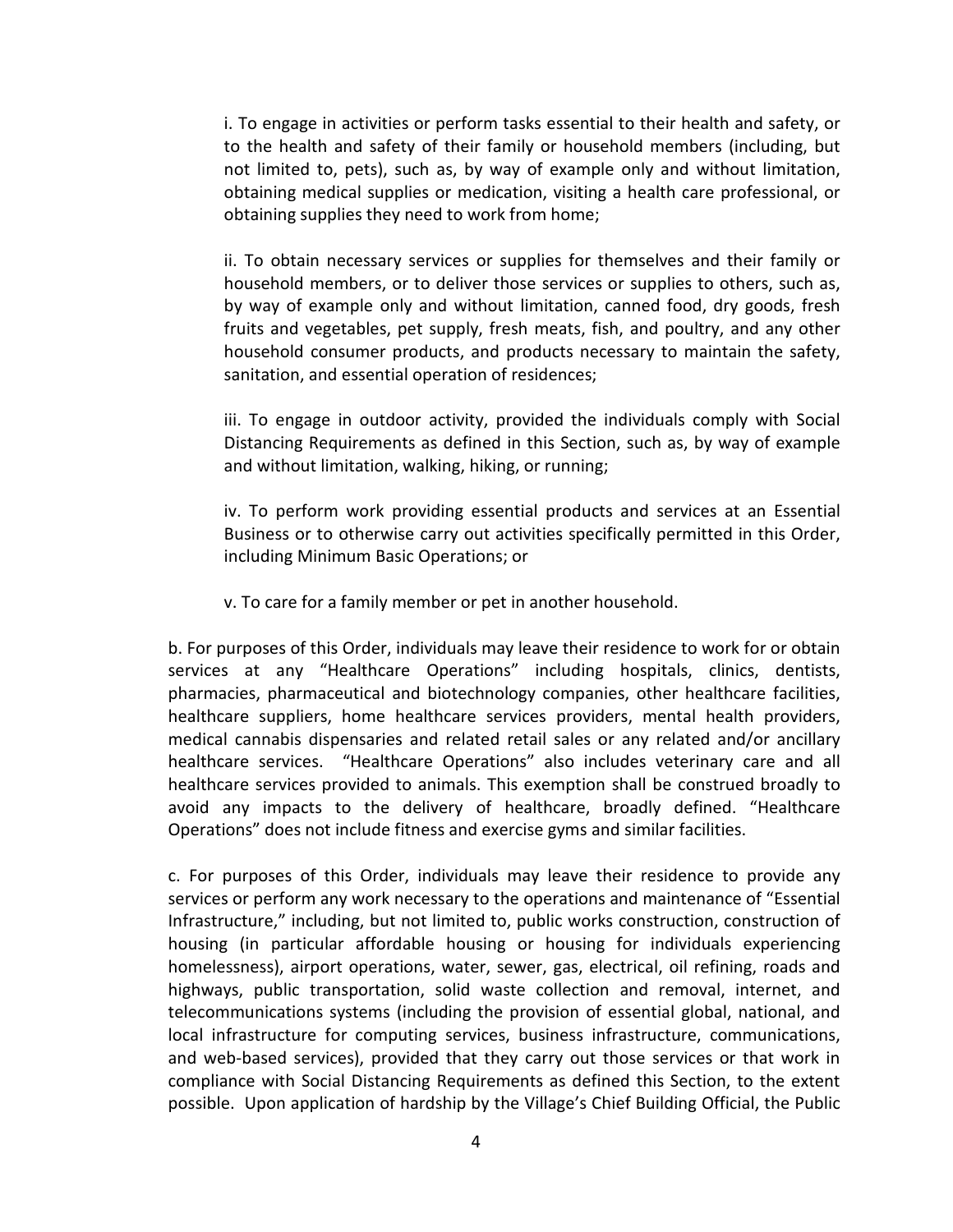i. To engage in activities or perform tasks essential to their health and safety, or to the health and safety of their family or household members (including, but not limited to, pets), such as, by way of example only and without limitation, obtaining medical supplies or medication, visiting a health care professional, or obtaining supplies they need to work from home;

ii. To obtain necessary services or supplies for themselves and their family or household members, or to deliver those services or supplies to others, such as, by way of example only and without limitation, canned food, dry goods, fresh fruits and vegetables, pet supply, fresh meats, fish, and poultry, and any other household consumer products, and products necessary to maintain the safety, sanitation, and essential operation of residences;

iii. To engage in outdoor activity, provided the individuals comply with Social Distancing Requirements as defined in this Section, such as, by way of example and without limitation, walking, hiking, or running;

iv. To perform work providing essential products and services at an Essential Business or to otherwise carry out activities specifically permitted in this Order, including Minimum Basic Operations; or

v. To care for a family member or pet in another household.

b. For purposes of this Order, individuals may leave their residence to work for or obtain services at any "Healthcare Operations" including hospitals, clinics, dentists, pharmacies, pharmaceutical and biotechnology companies, other healthcare facilities, healthcare suppliers, home healthcare services providers, mental health providers, medical cannabis dispensaries and related retail sales or any related and/or ancillary healthcare services. "Healthcare Operations" also includes veterinary care and all healthcare services provided to animals. This exemption shall be construed broadly to avoid any impacts to the delivery of healthcare, broadly defined. "Healthcare Operations" does not include fitness and exercise gyms and similar facilities.

c. For purposes of this Order, individuals may leave their residence to provide any services or perform any work necessary to the operations and maintenance of "Essential Infrastructure," including, but not limited to, public works construction, construction of housing (in particular affordable housing or housing for individuals experiencing homelessness), airport operations, water, sewer, gas, electrical, oil refining, roads and highways, public transportation, solid waste collection and removal, internet, and telecommunications systems (including the provision of essential global, national, and local infrastructure for computing services, business infrastructure, communications, and web-based services), provided that they carry out those services or that work in compliance with Social Distancing Requirements as defined this Section, to the extent possible. Upon application of hardship by the Village's Chief Building Official, the Public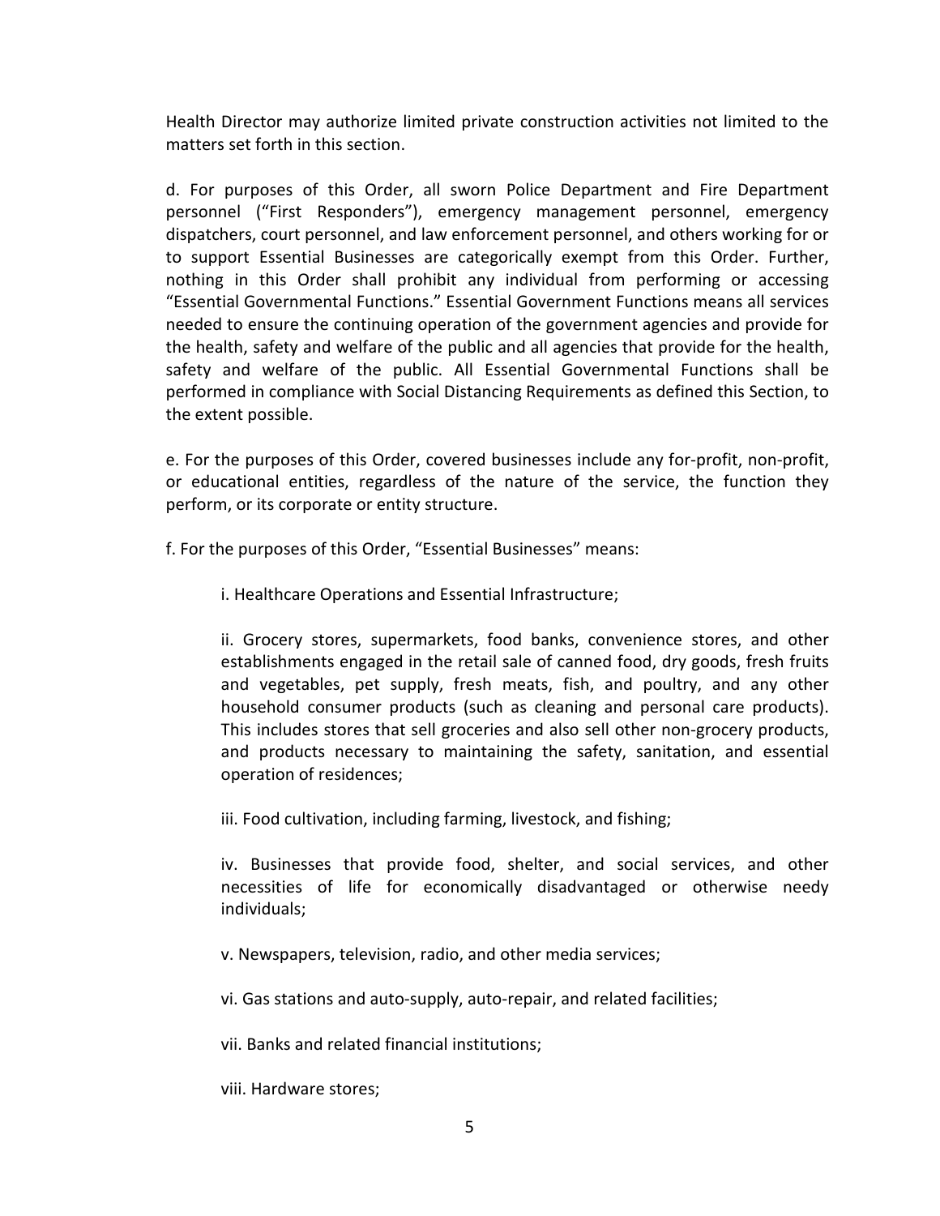Health Director may authorize limited private construction activities not limited to the matters set forth in this section.

d. For purposes of this Order, all sworn Police Department and Fire Department personnel ("First Responders"), emergency management personnel, emergency dispatchers, court personnel, and law enforcement personnel, and others working for or to support Essential Businesses are categorically exempt from this Order. Further, nothing in this Order shall prohibit any individual from performing or accessing "Essential Governmental Functions." Essential Government Functions means all services needed to ensure the continuing operation of the government agencies and provide for the health, safety and welfare of the public and all agencies that provide for the health, safety and welfare of the public. All Essential Governmental Functions shall be performed in compliance with Social Distancing Requirements as defined this Section, to the extent possible.

e. For the purposes of this Order, covered businesses include any for-profit, non-profit, or educational entities, regardless of the nature of the service, the function they perform, or its corporate or entity structure.

f. For the purposes of this Order, "Essential Businesses" means:

i. Healthcare Operations and Essential Infrastructure;

ii. Grocery stores, supermarkets, food banks, convenience stores, and other establishments engaged in the retail sale of canned food, dry goods, fresh fruits and vegetables, pet supply, fresh meats, fish, and poultry, and any other household consumer products (such as cleaning and personal care products). This includes stores that sell groceries and also sell other non-grocery products, and products necessary to maintaining the safety, sanitation, and essential operation of residences;

iii. Food cultivation, including farming, livestock, and fishing;

iv. Businesses that provide food, shelter, and social services, and other necessities of life for economically disadvantaged or otherwise needy individuals;

v. Newspapers, television, radio, and other media services;

vi. Gas stations and auto-supply, auto-repair, and related facilities;

vii. Banks and related financial institutions;

viii. Hardware stores;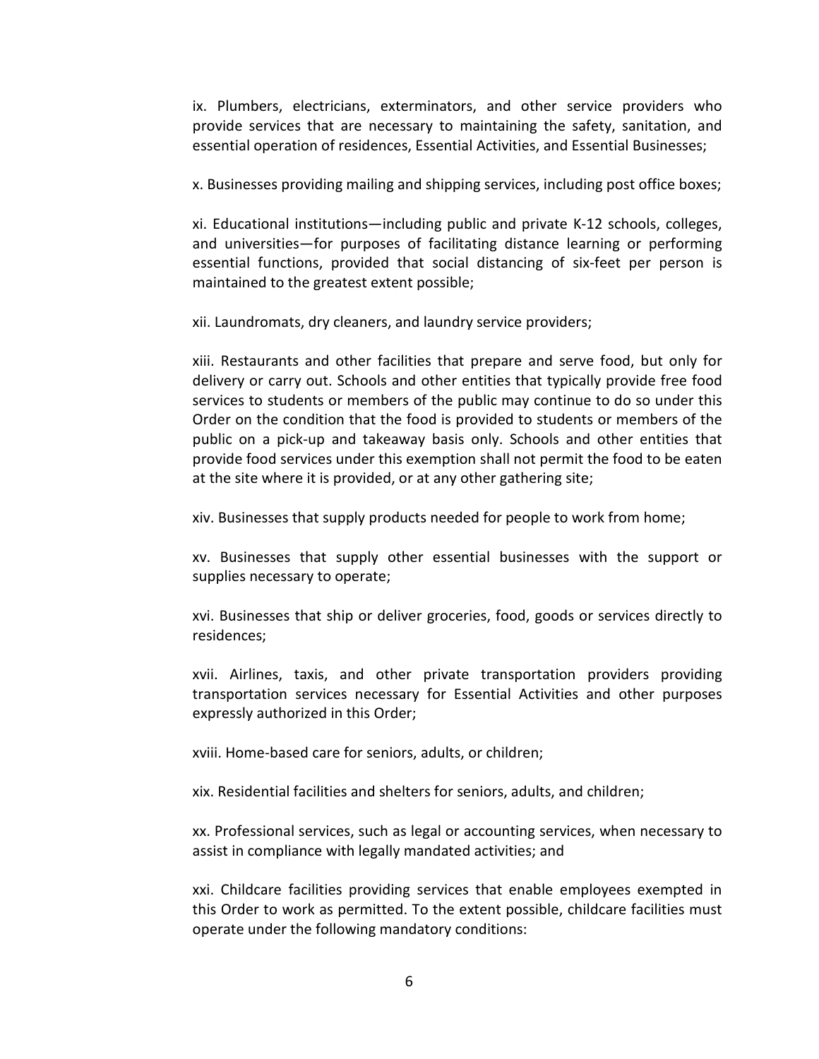ix. Plumbers, electricians, exterminators, and other service providers who provide services that are necessary to maintaining the safety, sanitation, and essential operation of residences, Essential Activities, and Essential Businesses;

x. Businesses providing mailing and shipping services, including post office boxes;

xi. Educational institutions—including public and private K-12 schools, colleges, and universities—for purposes of facilitating distance learning or performing essential functions, provided that social distancing of six-feet per person is maintained to the greatest extent possible;

xii. Laundromats, dry cleaners, and laundry service providers;

xiii. Restaurants and other facilities that prepare and serve food, but only for delivery or carry out. Schools and other entities that typically provide free food services to students or members of the public may continue to do so under this Order on the condition that the food is provided to students or members of the public on a pick-up and takeaway basis only. Schools and other entities that provide food services under this exemption shall not permit the food to be eaten at the site where it is provided, or at any other gathering site;

xiv. Businesses that supply products needed for people to work from home;

xv. Businesses that supply other essential businesses with the support or supplies necessary to operate;

xvi. Businesses that ship or deliver groceries, food, goods or services directly to residences;

xvii. Airlines, taxis, and other private transportation providers providing transportation services necessary for Essential Activities and other purposes expressly authorized in this Order;

xviii. Home-based care for seniors, adults, or children;

xix. Residential facilities and shelters for seniors, adults, and children;

xx. Professional services, such as legal or accounting services, when necessary to assist in compliance with legally mandated activities; and

xxi. Childcare facilities providing services that enable employees exempted in this Order to work as permitted. To the extent possible, childcare facilities must operate under the following mandatory conditions: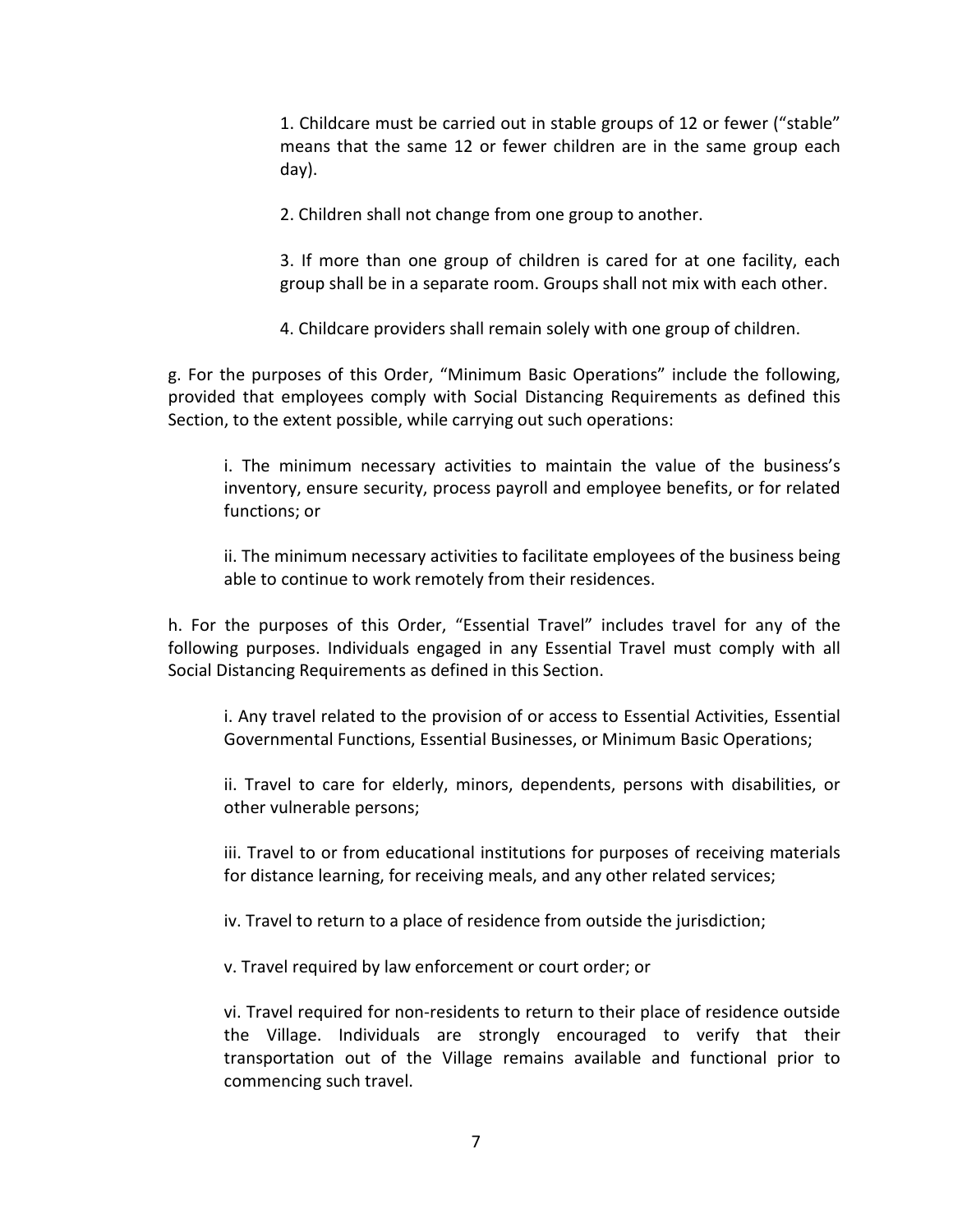1. Childcare must be carried out in stable groups of 12 or fewer ("stable" means that the same 12 or fewer children are in the same group each day).

2. Children shall not change from one group to another.

3. If more than one group of children is cared for at one facility, each group shall be in a separate room. Groups shall not mix with each other.

4. Childcare providers shall remain solely with one group of children.

g. For the purposes of this Order, "Minimum Basic Operations" include the following, provided that employees comply with Social Distancing Requirements as defined this Section, to the extent possible, while carrying out such operations:

i. The minimum necessary activities to maintain the value of the business's inventory, ensure security, process payroll and employee benefits, or for related functions; or

ii. The minimum necessary activities to facilitate employees of the business being able to continue to work remotely from their residences.

h. For the purposes of this Order, "Essential Travel" includes travel for any of the following purposes. Individuals engaged in any Essential Travel must comply with all Social Distancing Requirements as defined in this Section.

i. Any travel related to the provision of or access to Essential Activities, Essential Governmental Functions, Essential Businesses, or Minimum Basic Operations;

ii. Travel to care for elderly, minors, dependents, persons with disabilities, or other vulnerable persons;

iii. Travel to or from educational institutions for purposes of receiving materials for distance learning, for receiving meals, and any other related services;

iv. Travel to return to a place of residence from outside the jurisdiction;

v. Travel required by law enforcement or court order; or

vi. Travel required for non-residents to return to their place of residence outside the Village. Individuals are strongly encouraged to verify that their transportation out of the Village remains available and functional prior to commencing such travel.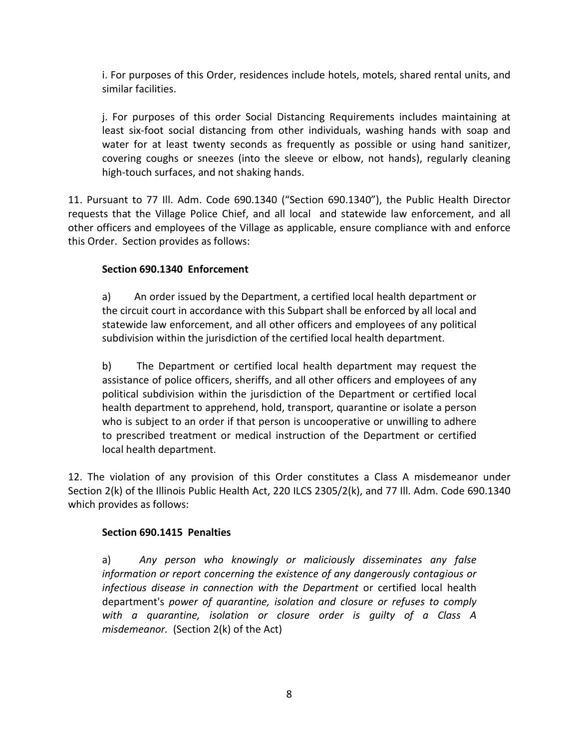i. For purposes of this Order, residences include hotels, motels, shared rental units, and similar facilities.

j. For purposes of this order Social Distancing Requirements includes maintaining at least six-foot social distancing from other individuals, washing hands with soap and water for at least twenty seconds as frequently as possible or using hand sanitizer, covering coughs or sneezes (into the sleeve or elbow, not hands), regularly cleaning high-touch surfaces, and not shaking hands.

11. Pursuant to 77 Ill. Adm. Code 690.1340 ("Section 690.1340"), the Public Health Director requests that the Village Police Chief, and all local and statewide law enforcement, and all other officers and employees of the Village as applicable, ensure compliance with and enforce this Order. Section provides as follows:

**Section 690.1340 Enforcement**

a) An order issued by the Department, a certified local health department or the circuit court in accordance with this Subpart shall be enforced by all local and statewide law enforcement, and all other officers and employees of any political subdivision within the jurisdiction of the certified local health department.

b) The Department or certified local health department may request the assistance of police officers, sheriffs, and all other officers and employees of any political subdivision within the jurisdiction of the Department or certified local health department to apprehend, hold, transport, quarantine or isolate a person who is subject to an order if that person is uncooperative or unwilling to adhere to prescribed treatment or medical instruction of the Department or certified local health department.

12. The violation of any provision of this Order constitutes a Class A misdemeanor under Section 2(k) of the Illinois Public Health Act, 220 ILCS 2305/2(k), and 77 Ill. Adm. Code 690.1340 which provides as follows:

**Section 690.1415 Penalties**

a) *Any person who knowingly or maliciously disseminates any false information or report concerning the existence of any dangerously contagious or infectious disease in connection with the Department* or certified local health department's *power of quarantine, isolation and closure or refuses to comply with a quarantine, isolation or closure order is guilty of a Class A misdemeanor.* (Section 2(k) of the Act)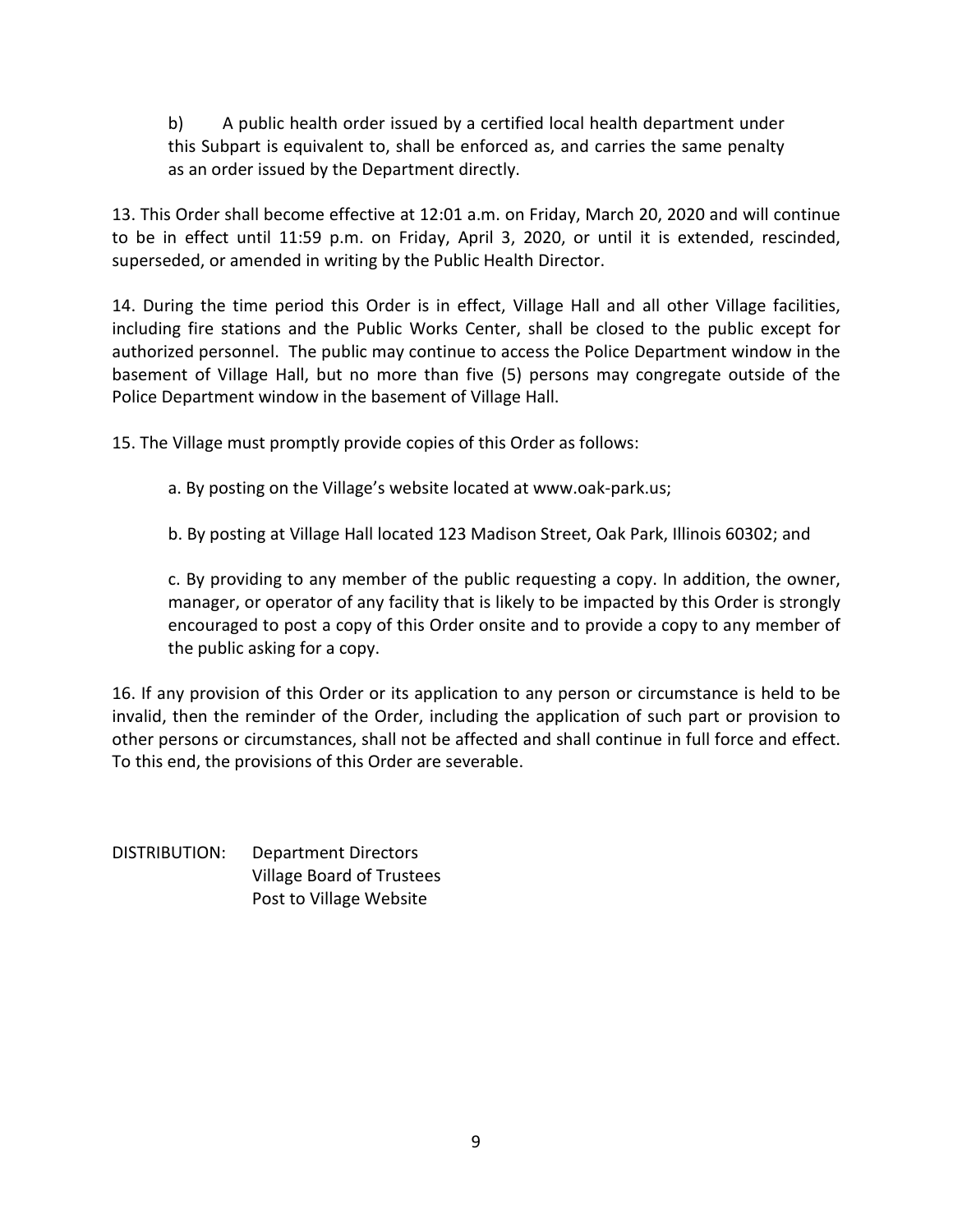b) A public health order issued by a certified local health department under this Subpart is equivalent to, shall be enforced as, and carries the same penalty as an order issued by the Department directly.

13. This Order shall become effective at 12:01 a.m. on Friday, March 20, 2020 and will continue to be in effect until 11:59 p.m. on Friday, April 3, 2020, or until it is extended, rescinded, superseded, or amended in writing by the Public Health Director.

14. During the time period this Order is in effect, Village Hall and all other Village facilities, including fire stations and the Public Works Center, shall be closed to the public except for authorized personnel. The public may continue to access the Police Department window in the basement of Village Hall, but no more than five (5) persons may congregate outside of the Police Department window in the basement of Village Hall.

15. The Village must promptly provide copies of this Order as follows:

a. By posting on the Village's website located at www.oak-park.us;

b. By posting at Village Hall located 123 Madison Street, Oak Park, Illinois 60302; and

c. By providing to any member of the public requesting a copy. In addition, the owner, manager, or operator of any facility that is likely to be impacted by this Order is strongly encouraged to post a copy of this Order onsite and to provide a copy to any member of the public asking for a copy.

16. If any provision of this Order or its application to any person or circumstance is held to be invalid, then the reminder of the Order, including the application of such part or provision to other persons or circumstances, shall not be affected and shall continue in full force and effect. To this end, the provisions of this Order are severable.

DISTRIBUTION: Department Directors
Village Board of Trustees
Post to Village Website